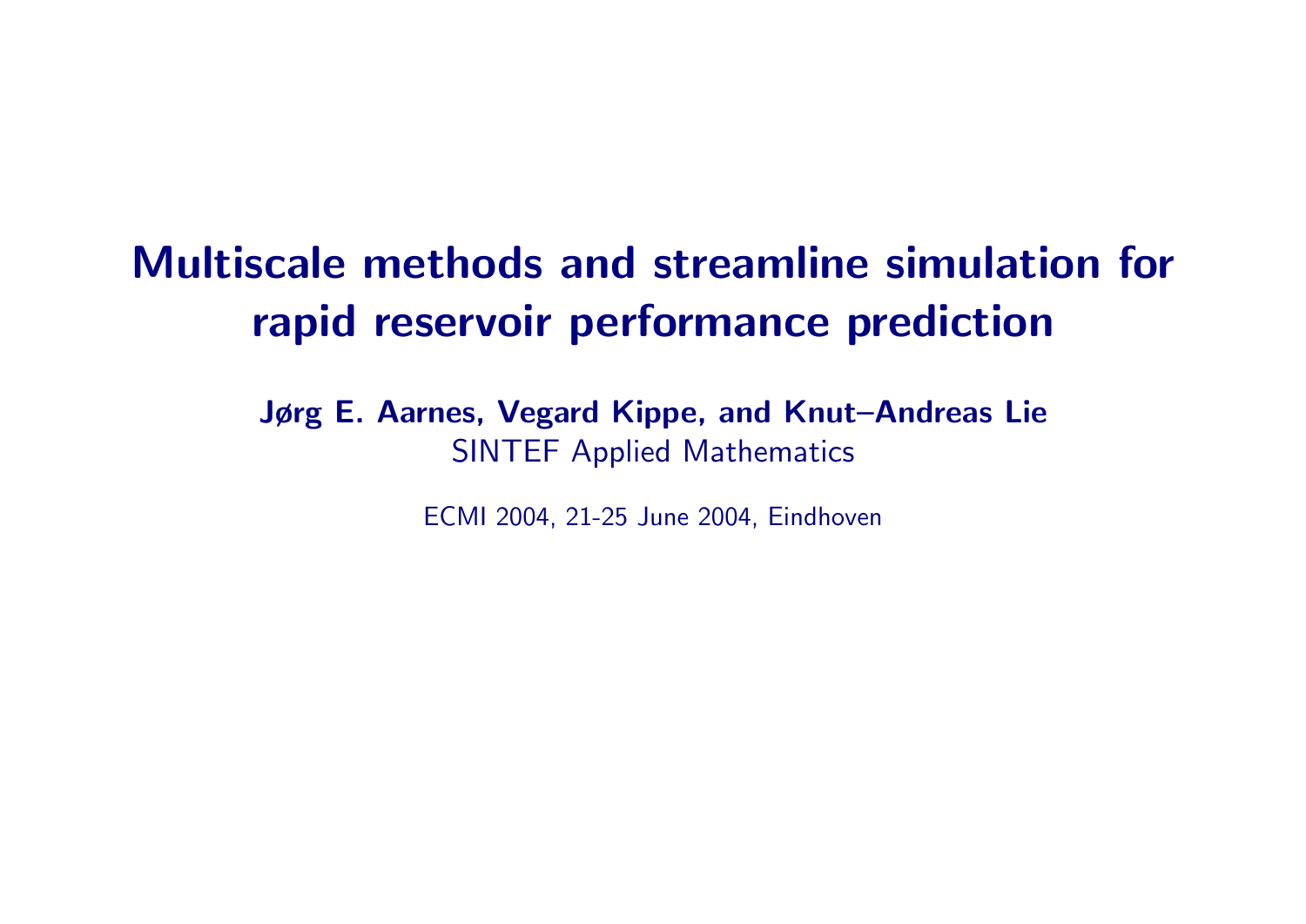# Multiscale methods and streamline simulation for rapid reservoir performance prediction

**Jørg E. Aarnes, Vegard Kippe, and Knut–Andreas Lie**

SINTEF Applied Mathematics

ECMI 2004, 21-25 June 2004, Eindhoven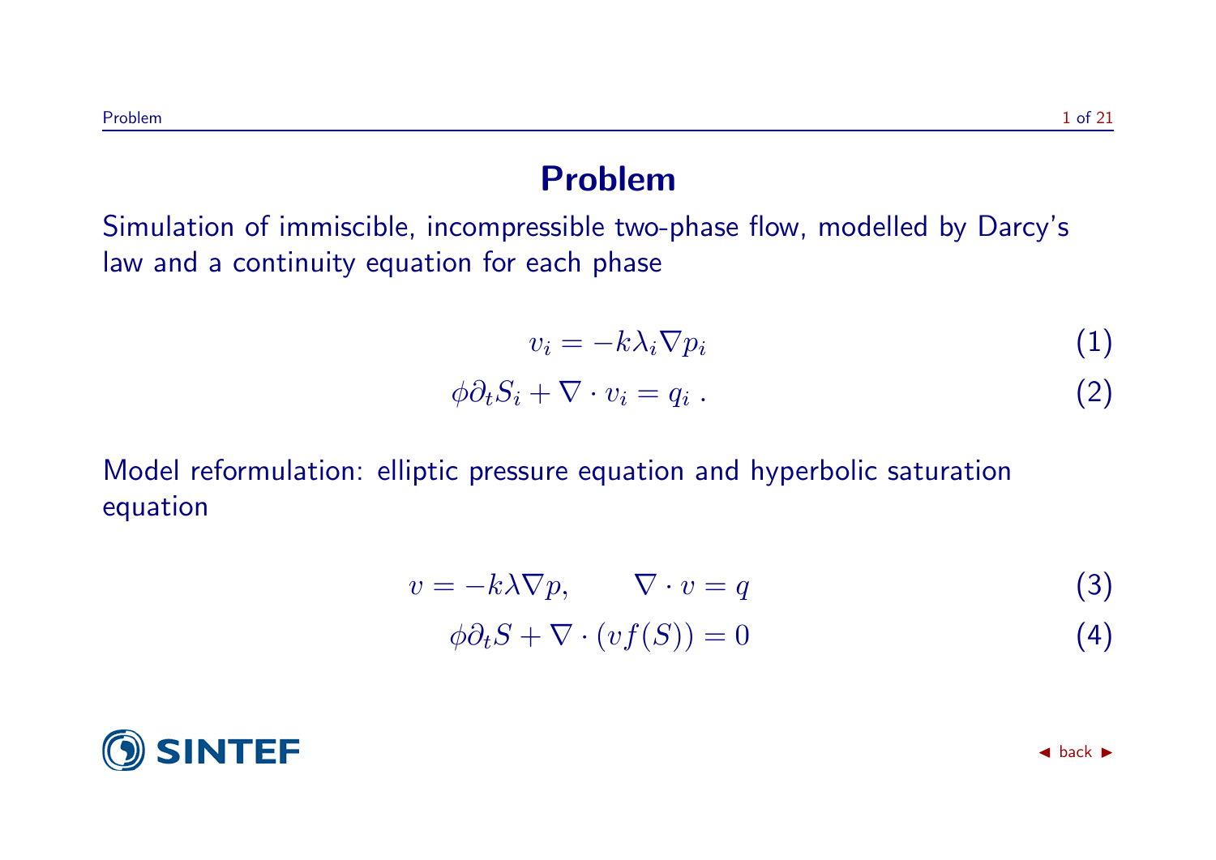# Problem

Simulation of immiscible, incompressible two-phase flow, modelled by Darcy's law and a continuity equation for each phase

$$v_i = -k\lambda_i \nabla p_i \tag{1}$$

$$\phi \partial_t S_i + \nabla \cdot v_i = q_i \ . \tag{2}$$

Model reformulation: elliptic pressure equation and hyperbolic saturation equation

$$v = -k\lambda \nabla p, \qquad \nabla \cdot v = q \tag{3}$$

$$\phi \partial_t S + \nabla \cdot (v f(S)) = 0 \tag{4}$$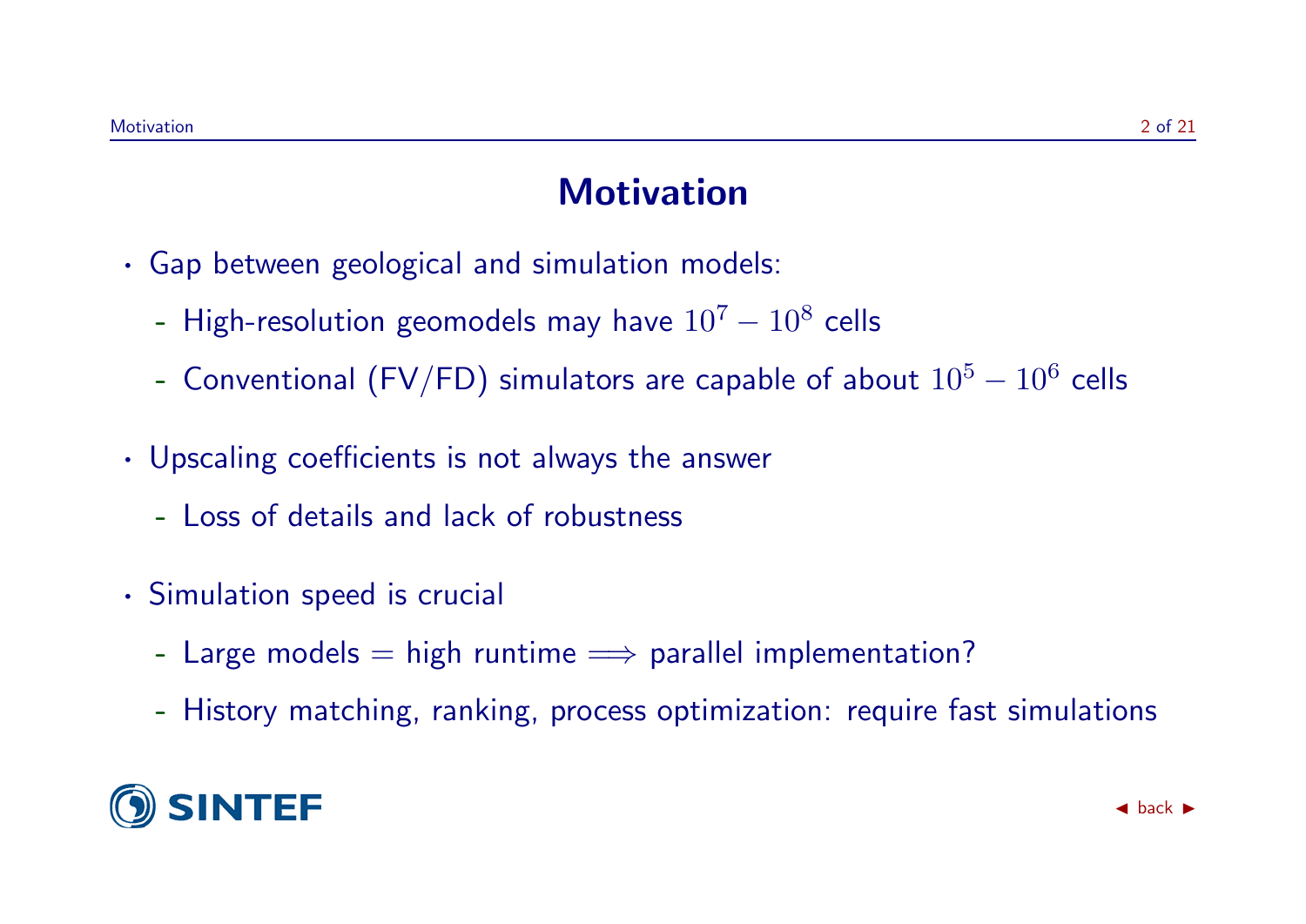# Motivation

- Gap between geological and simulation models:
  - High-resolution geomodels may have $10^7 - 10^8$ cells
  - Conventional (FV/FD) simulators are capable of about $10^5 - 10^6$ cells
- Upscaling coefficients is not always the answer
  - Loss of details and lack of robustness
- Simulation speed is crucial
  - Large models = high runtime $\Longrightarrow$ parallel implementation?
  - History matching, ranking, process optimization: require fast simulations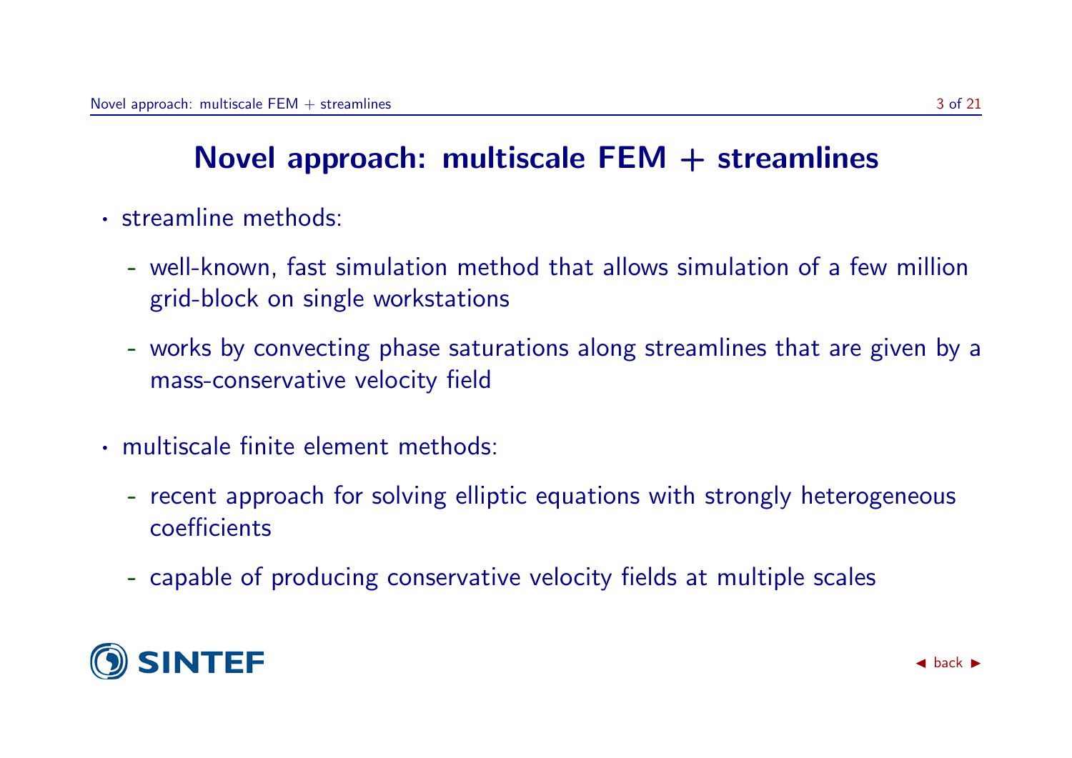# Novel approach: multiscale FEM + streamlines

- streamline methods:
  - well-known, fast simulation method that allows simulation of a few million grid-block on single workstations
  - works by convecting phase saturations along streamlines that are given by a mass-conservative velocity field
- multiscale finite element methods:
  - recent approach for solving elliptic equations with strongly heterogeneous coefficients
  - capable of producing conservative velocity fields at multiple scales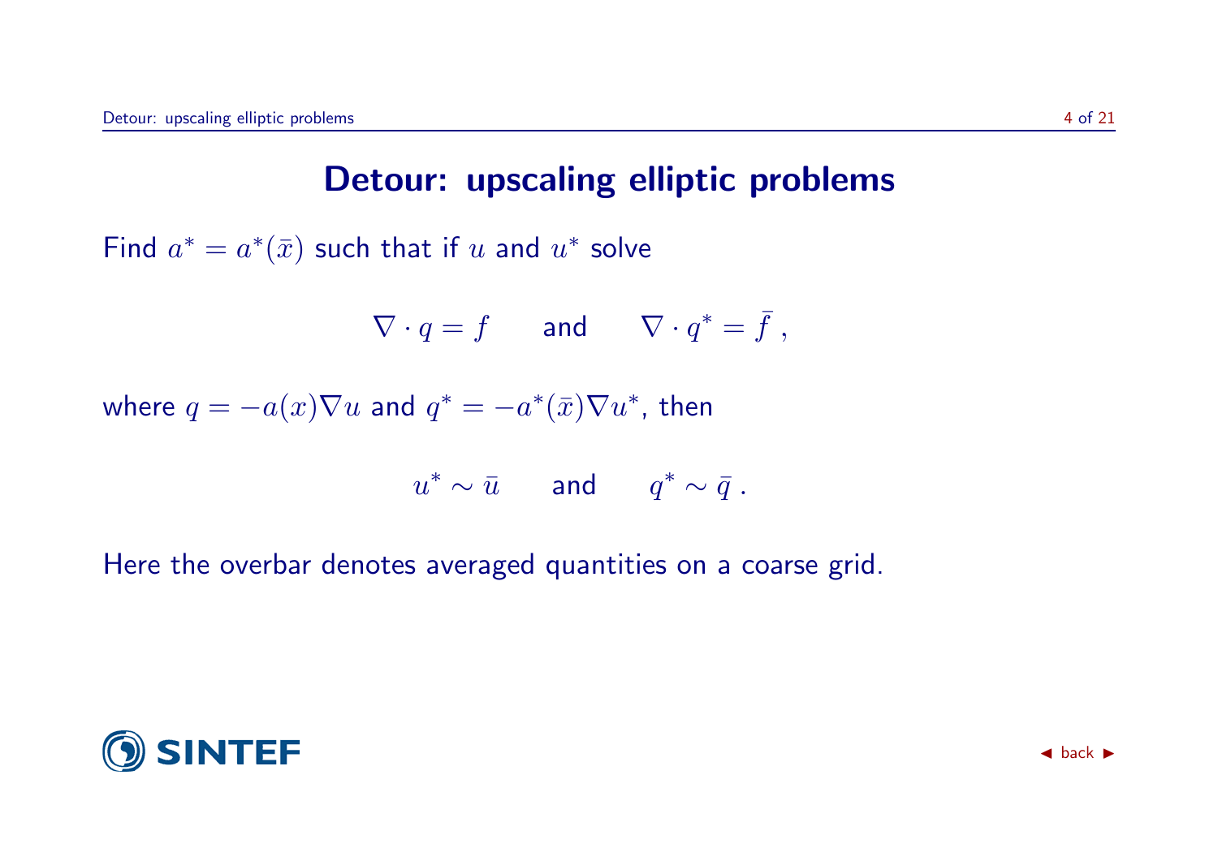# Detour: upscaling elliptic problems

Find $a^* = a^*(\bar{x})$ such that if $u$ and $u^*$ solve

$$\nabla \cdot q = f \qquad \text{and} \qquad \nabla \cdot q^* = \bar{f}\ ,$$

where $q = -a(x)\nabla u$ and $q^* = -a^*(\bar{x})\nabla u^*$, then

$$u^* \sim \bar{u} \qquad \text{and} \qquad q^* \sim \bar{q}\ .$$

Here the overbar denotes averaged quantities on a coarse grid.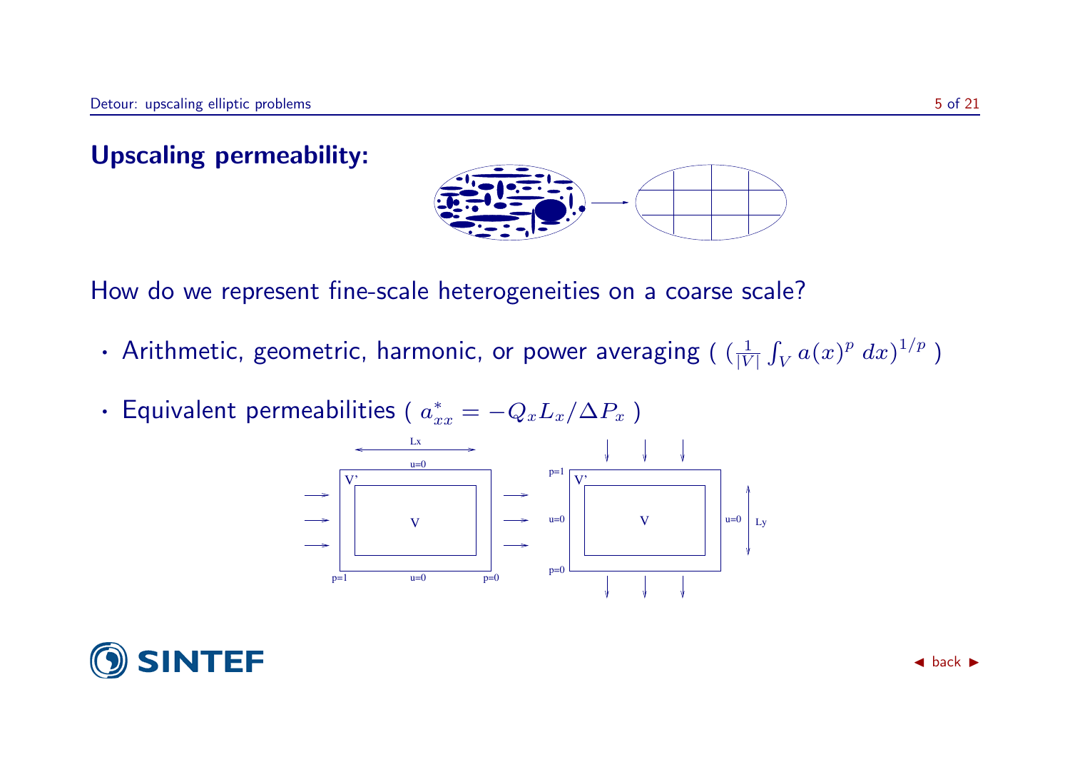## Upscaling permeability:

How do we represent fine-scale heterogeneities on a coarse scale?

- Arithmetic, geometric, harmonic, or power averaging ( $(\frac{1}{|V|}\int_V a(x)^p \, dx)^{1/p}$ )
- Equivalent permeabilities ( $a^*_{xx} = -Q_x L_x / \Delta P_x$ )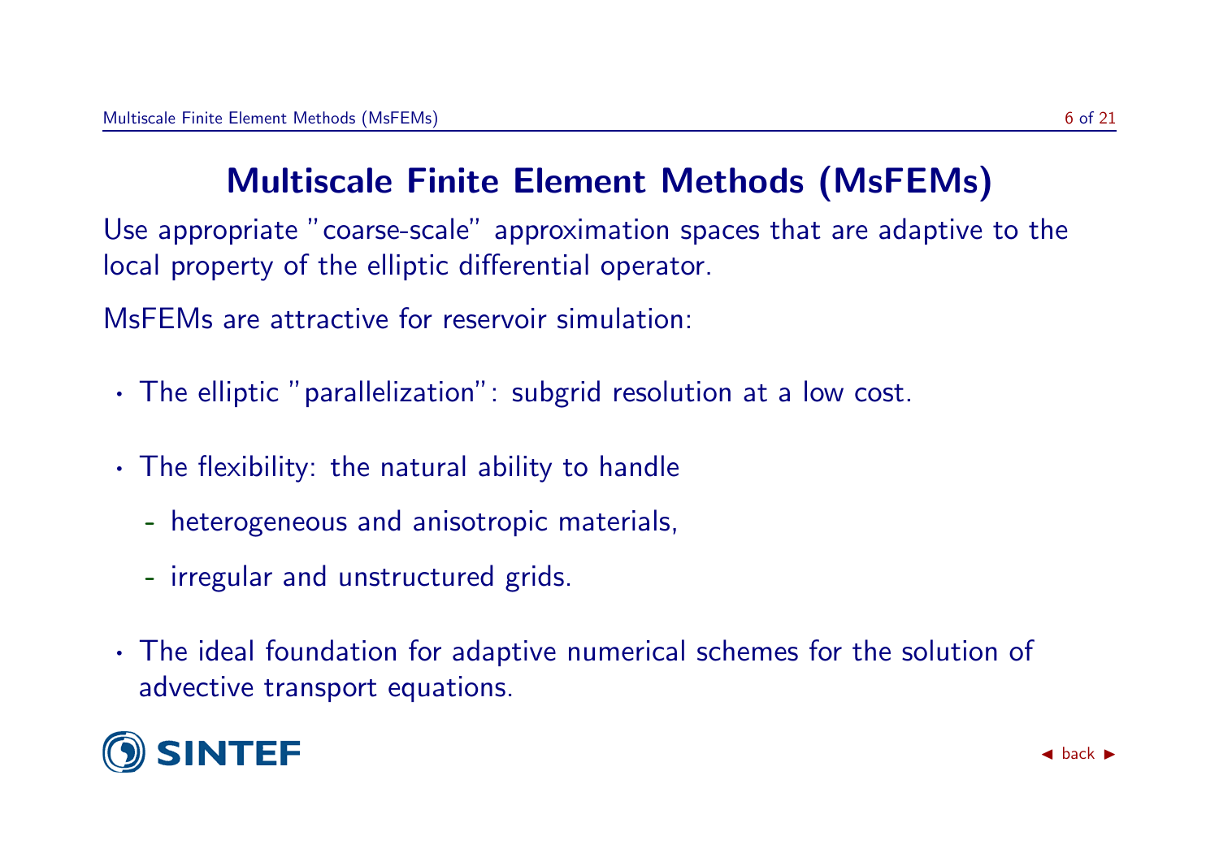# Multiscale Finite Element Methods (MsFEMs)

Use appropriate "coarse-scale" approximation spaces that are adaptive to the local property of the elliptic differential operator.

MsFEMs are attractive for reservoir simulation:

- The elliptic "parallelization": subgrid resolution at a low cost.
- The flexibility: the natural ability to handle
  - heterogeneous and anisotropic materials,
  - irregular and unstructured grids.
- The ideal foundation for adaptive numerical schemes for the solution of advective transport equations.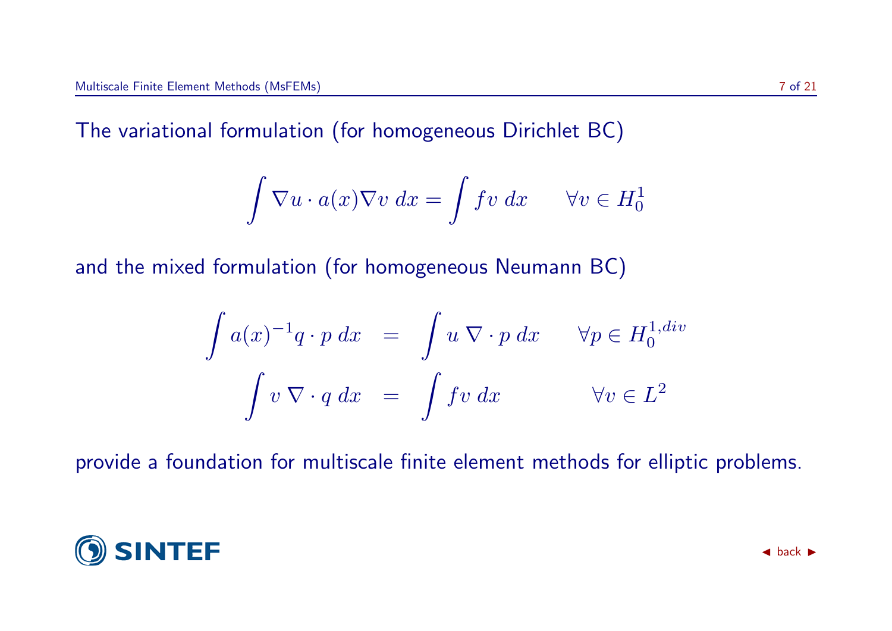The variational formulation (for homogeneous Dirichlet BC)

$$\int \nabla u \cdot a(x) \nabla v \, dx = \int f v \, dx \qquad \forall v \in H_0^1$$

and the mixed formulation (for homogeneous Neumann BC)

$$\begin{aligned}
\int a(x)^{-1} q \cdot p \, dx &= \int u \, \nabla \cdot p \, dx \qquad \forall p \in H_0^{1,div} \\
\int v \, \nabla \cdot q \, dx &= \int f v \, dx \qquad\qquad \forall v \in L^2
\end{aligned}$$

provide a foundation for multiscale finite element methods for elliptic problems.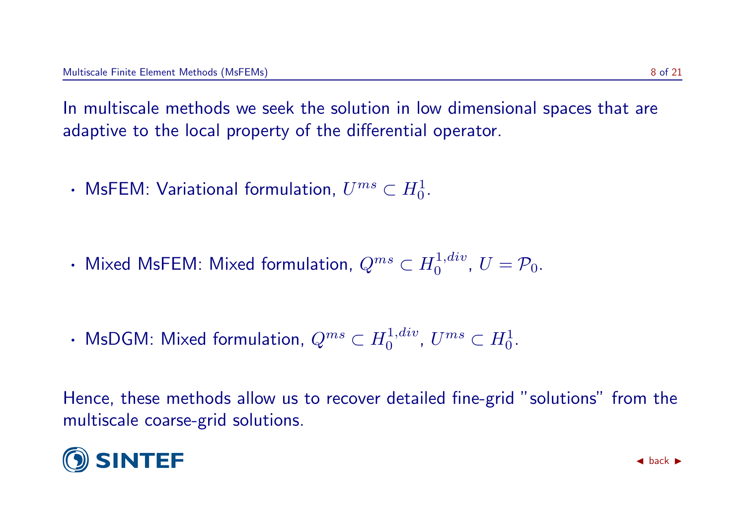In multiscale methods we seek the solution in low dimensional spaces that are adaptive to the local property of the differential operator.

- MsFEM: Variational formulation, $U^{ms} \subset H_0^1$.

- Mixed MsFEM: Mixed formulation, $Q^{ms} \subset H_0^{1,div}$, $U = \mathcal{P}_0$.

- MsDGM: Mixed formulation, $Q^{ms} \subset H_0^{1,div}$, $U^{ms} \subset H_0^1$.

Hence, these methods allow us to recover detailed fine-grid "solutions" from the multiscale coarse-grid solutions.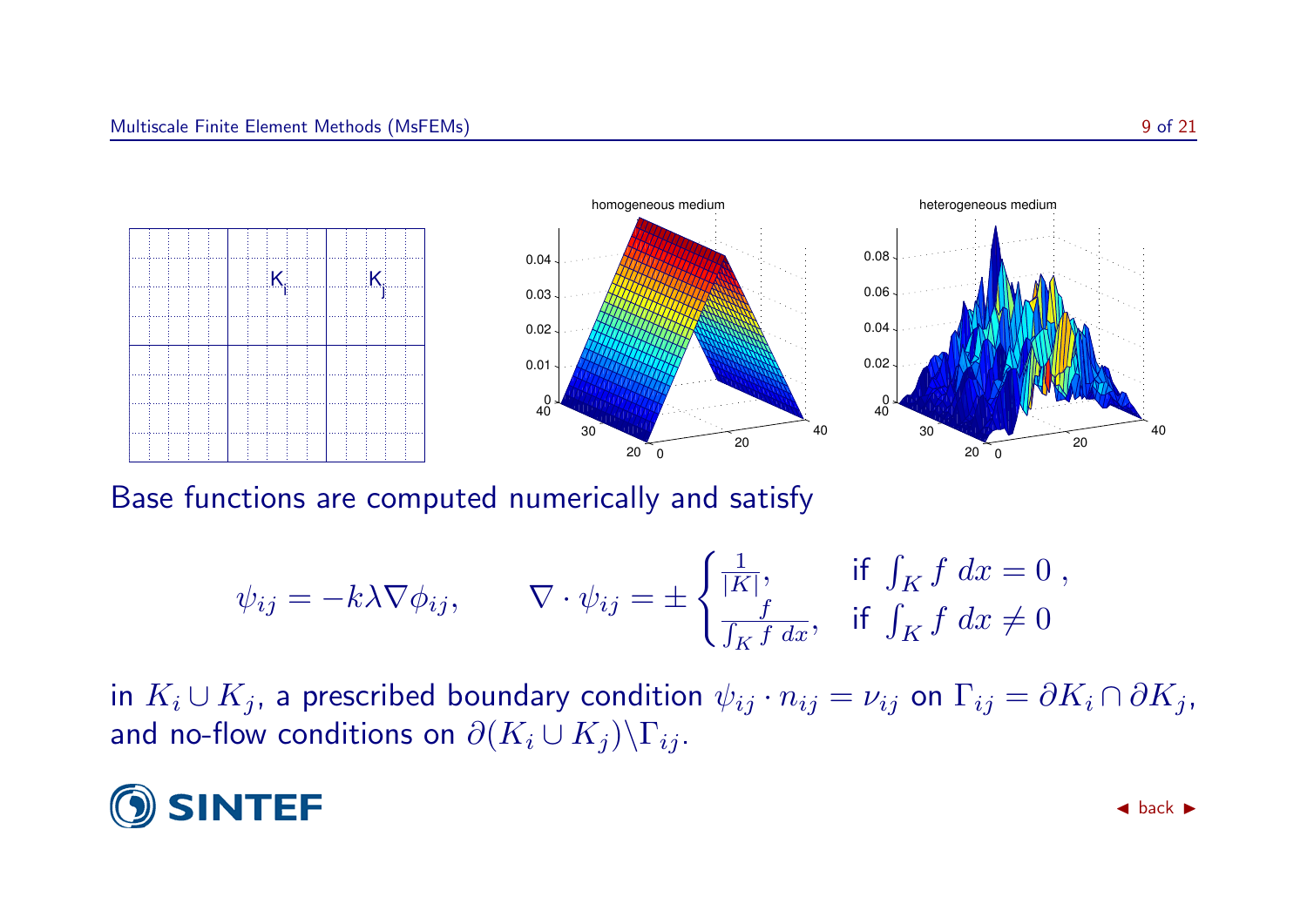Base functions are computed numerically and satisfy

$$\psi_{ij} = -k\lambda\nabla\phi_{ij}, \qquad \nabla\cdot\psi_{ij} = \pm\begin{cases}\frac{1}{|K|}, & \text{if } \int_K f\ dx = 0\ , \\ \frac{f}{\int_K f\ dx}, & \text{if } \int_K f\ dx \neq 0\end{cases}$$

in $K_i \cup K_j$, a prescribed boundary condition $\psi_{ij} \cdot n_{ij} = \nu_{ij}$ on $\Gamma_{ij} = \partial K_i \cap \partial K_j$, and no-flow conditions on $\partial(K_i \cup K_j)\backslash\Gamma_{ij}$.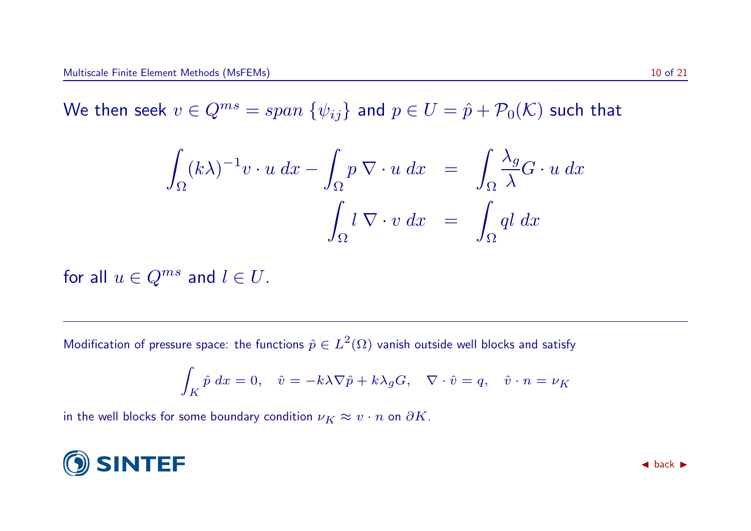We then seek $v \in Q^{ms} = span\ \{\psi_{ij}\}$ and $p \in U = \hat{p} + \mathcal{P}_0(\mathcal{K})$ such that

$$
\begin{aligned}
\int_\Omega (k\lambda)^{-1} v \cdot u \; dx - \int_\Omega p \; \nabla \cdot u \; dx &= \int_\Omega \frac{\lambda_g}{\lambda} G \cdot u \; dx \\
\int_\Omega l \; \nabla \cdot v \; dx &= \int_\Omega q l \; dx
\end{aligned}
$$

for all $u \in Q^{ms}$ and $l \in U$.

---

Modification of pressure space: the functions $\hat{p} \in L^2(\Omega)$ vanish outside well blocks and satisfy

$$
\int_K \hat{p} \; dx = 0, \quad \hat{v} = -k\lambda \nabla \hat{p} + k\lambda_g G, \quad \nabla \cdot \hat{v} = q, \quad \hat{v} \cdot n = \nu_K
$$

in the well blocks for some boundary condition $\nu_K \approx v \cdot n$ on $\partial K$.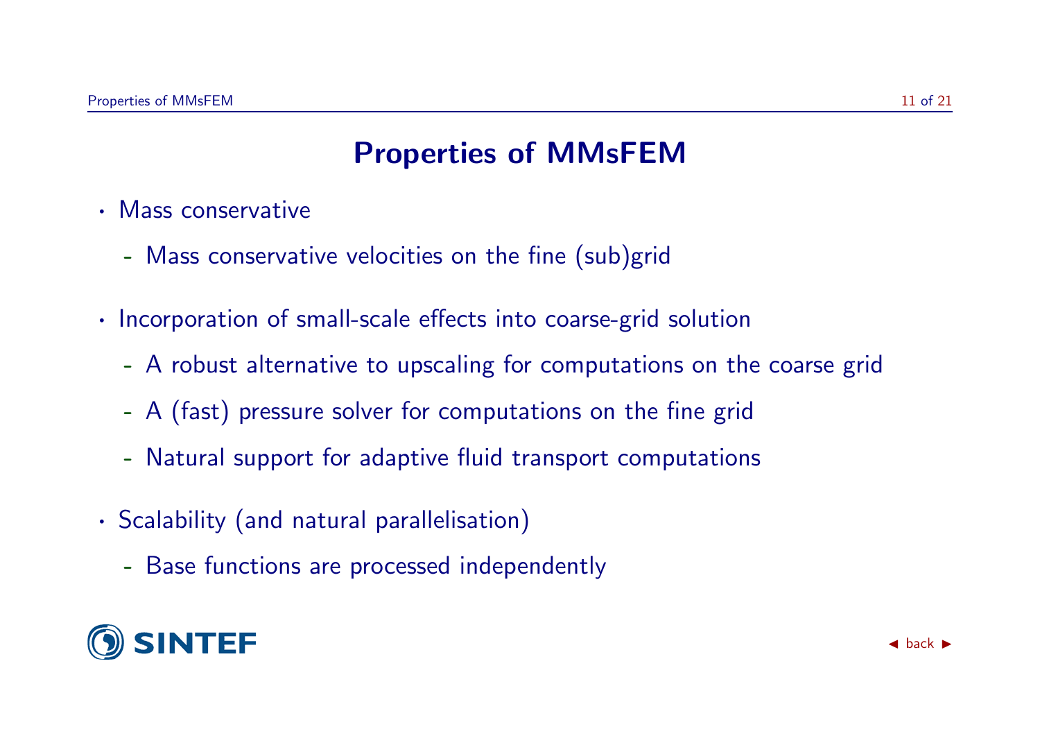# Properties of MMsFEM

- Mass conservative
  - Mass conservative velocities on the fine (sub)grid
- Incorporation of small-scale effects into coarse-grid solution
  - A robust alternative to upscaling for computations on the coarse grid
  - A (fast) pressure solver for computations on the fine grid
  - Natural support for adaptive fluid transport computations
- Scalability (and natural parallelisation)
  - Base functions are processed independently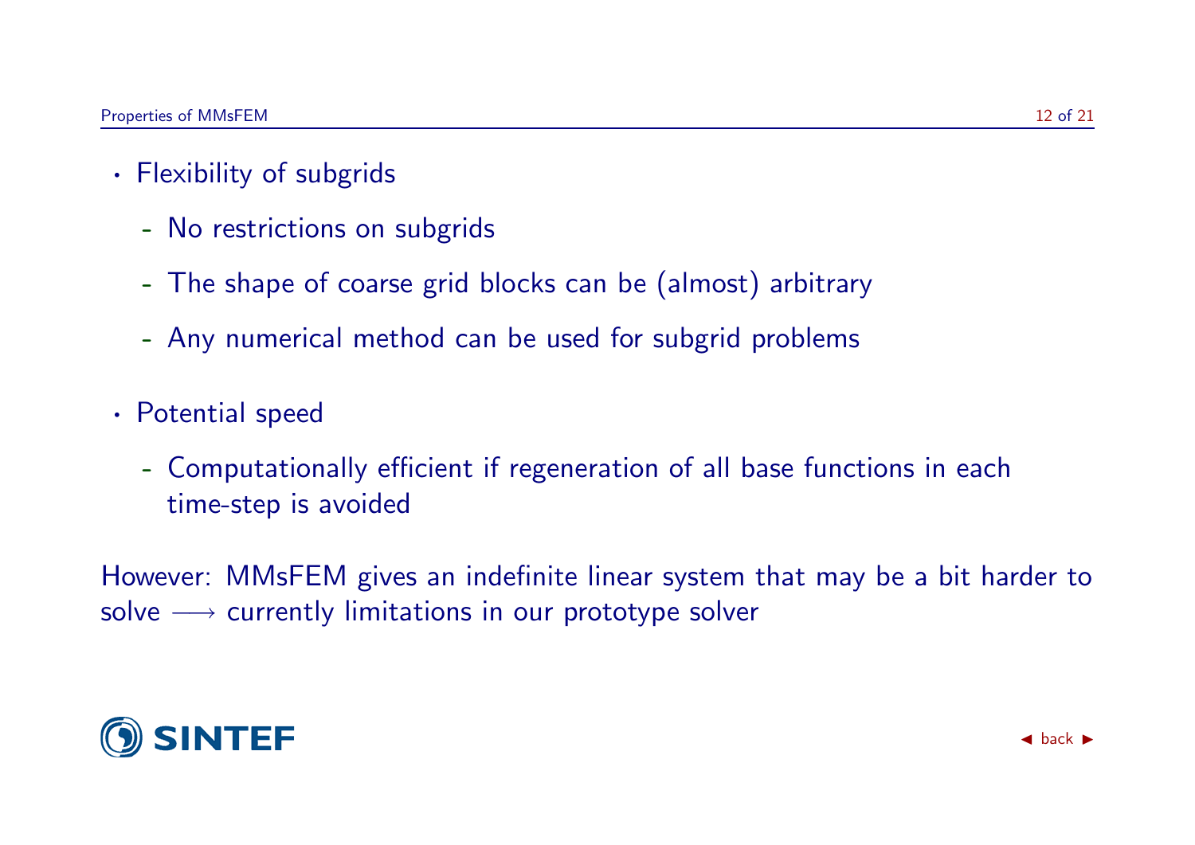## Properties of MMsFEM

- Flexibility of subgrids
  - No restrictions on subgrids
  - The shape of coarse grid blocks can be (almost) arbitrary
  - Any numerical method can be used for subgrid problems
- Potential speed
  - Computationally efficient if regeneration of all base functions in each time-step is avoided

However: MMsFEM gives an indefinite linear system that may be a bit harder to solve $\longrightarrow$ currently limitations in our prototype solver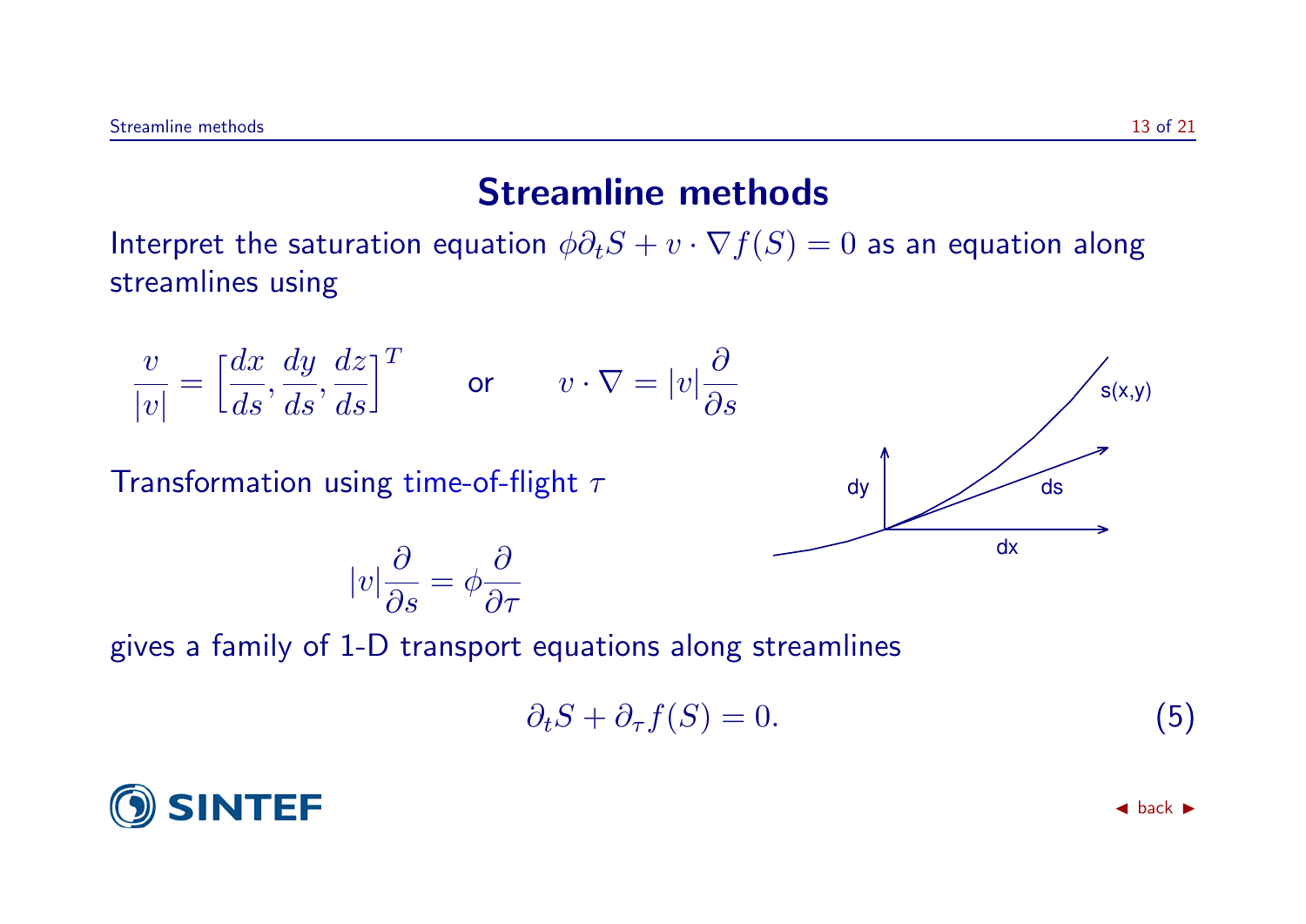# Streamline methods

Interpret the saturation equation $\phi \partial_t S + v \cdot \nabla f(S) = 0$ as an equation along streamlines using

$$\frac{v}{|v|} = \Big[\frac{dx}{ds}, \frac{dy}{ds}, \frac{dz}{ds}\Big]^T \qquad \text{or} \qquad v \cdot \nabla = |v| \frac{\partial}{\partial s}$$

Transformation using time-of-flight $\tau$

$$|v| \frac{\partial}{\partial s} = \phi \frac{\partial}{\partial \tau}$$

gives a family of 1-D transport equations along streamlines

$$\partial_t S + \partial_\tau f(S) = 0. \tag{5}$$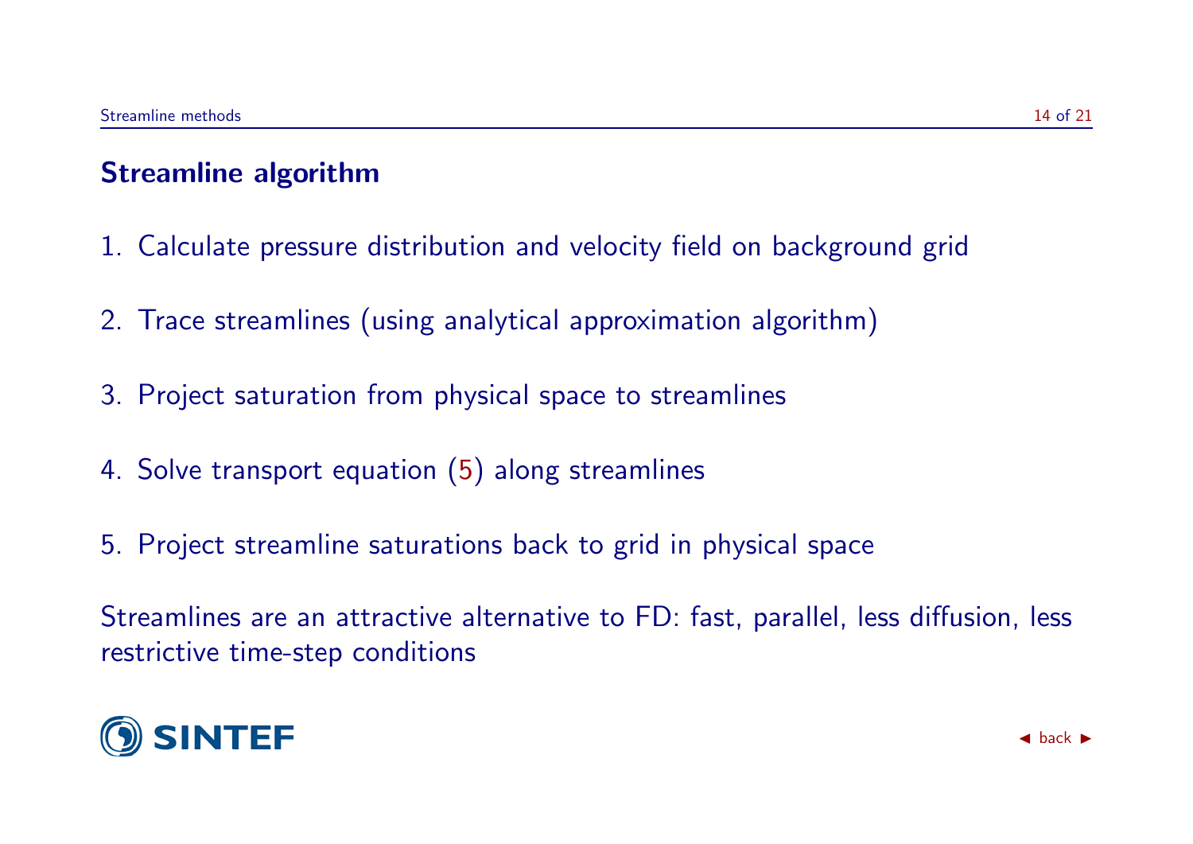## Streamline algorithm

1. Calculate pressure distribution and velocity field on background grid

2. Trace streamlines (using analytical approximation algorithm)

3. Project saturation from physical space to streamlines

4. Solve transport equation (5) along streamlines

5. Project streamline saturations back to grid in physical space

Streamlines are an attractive alternative to FD: fast, parallel, less diffusion, less restrictive time-step conditions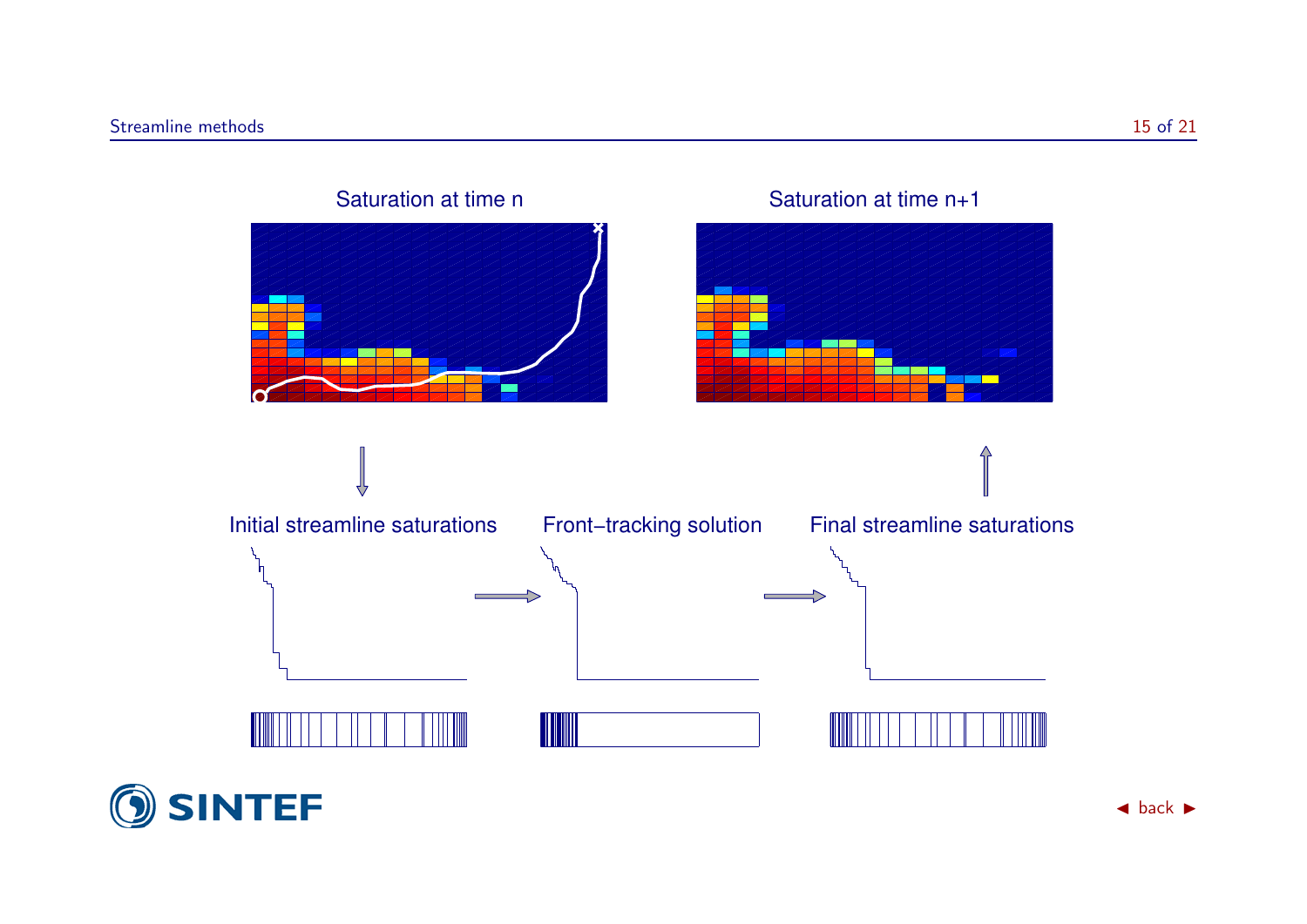Saturation at time n

Saturation at time n+1

Initial streamline saturations

Front–tracking solution

Final streamline saturations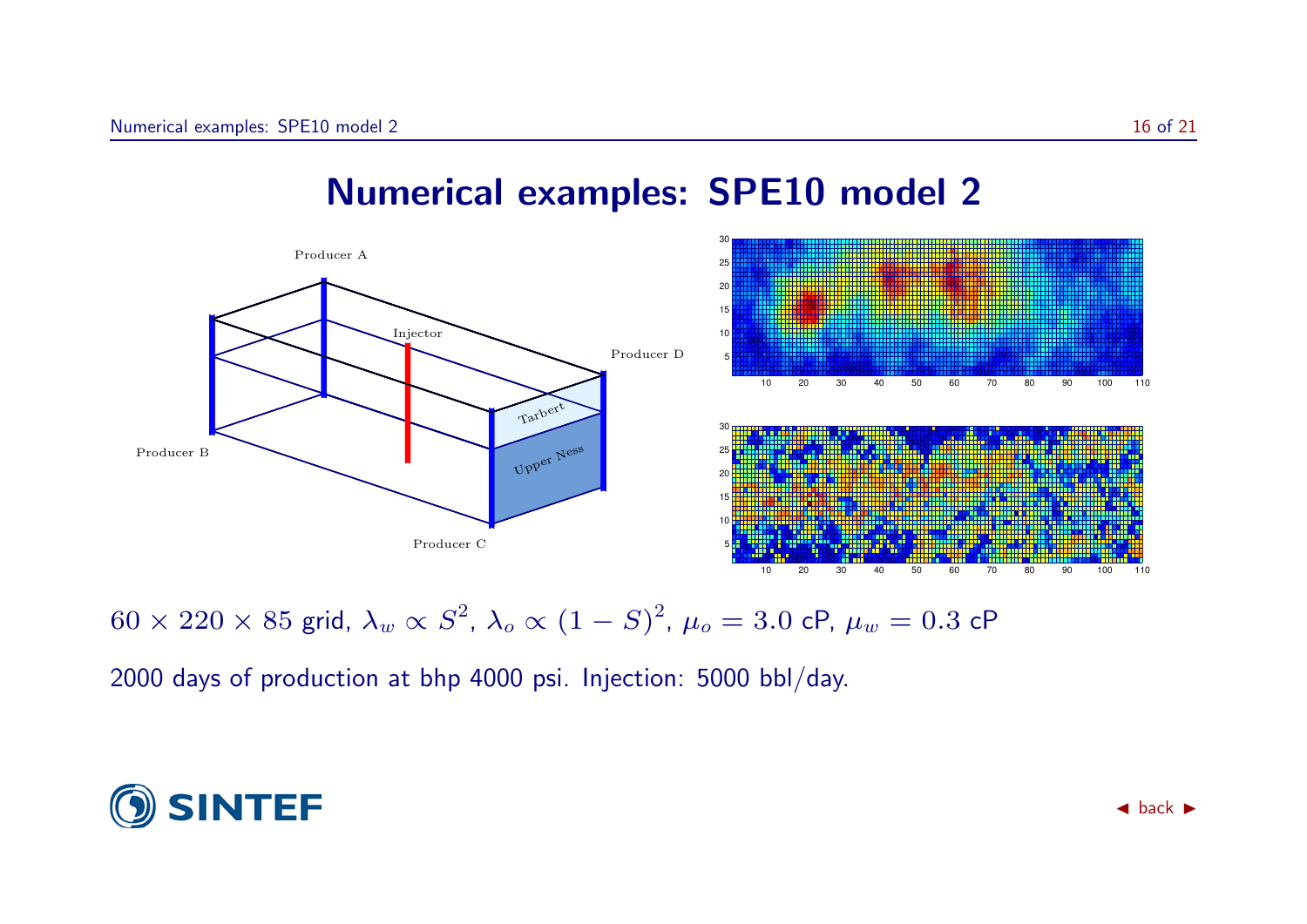# Numerical examples: SPE10 model 2

$60 \times 220 \times 85$ grid, $\lambda_w \propto S^2$, $\lambda_o \propto (1-S)^2$, $\mu_o = 3.0$ cP, $\mu_w = 0.3$ cP

2000 days of production at bhp 4000 psi. Injection: 5000 bbl/day.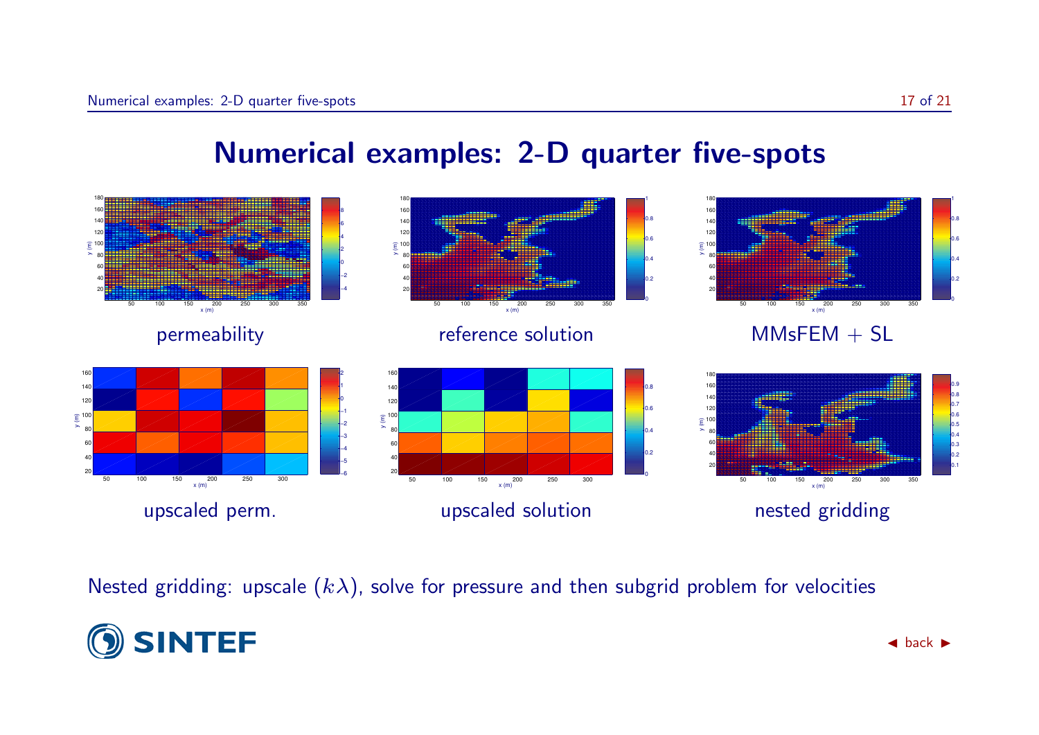# Numerical examples: 2-D quarter five-spots

permeability

reference solution

MMsFEM + SL

upscaled perm.

upscaled solution

nested gridding

Nested gridding: upscale ($k\lambda$), solve for pressure and then subgrid problem for velocities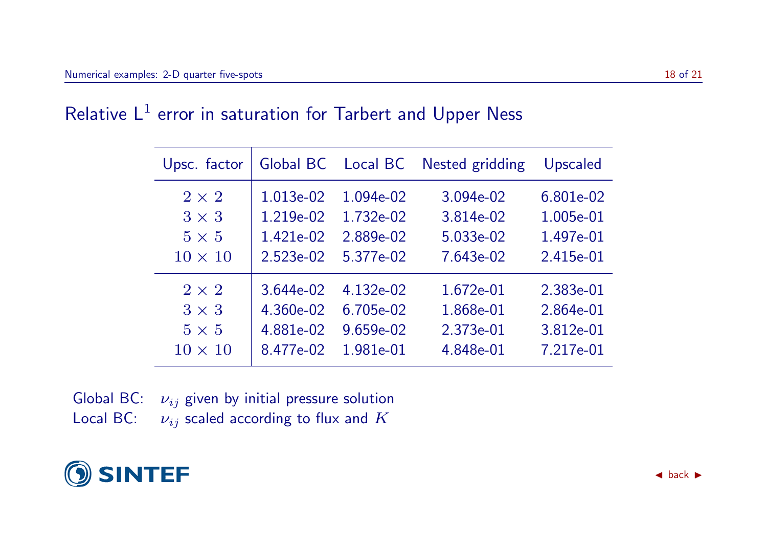## Relative $L^1$ error in saturation for Tarbert and Upper Ness

| Upsc. factor | Global BC | Local BC | Nested gridding | Upscaled |
|---|---|---|---|---|
| $2 \times 2$ | 1.013e-02 | 1.094e-02 | 3.094e-02 | 6.801e-02 |
| $3 \times 3$ | 1.219e-02 | 1.732e-02 | 3.814e-02 | 1.005e-01 |
| $5 \times 5$ | 1.421e-02 | 2.889e-02 | 5.033e-02 | 1.497e-01 |
| $10 \times 10$ | 2.523e-02 | 5.377e-02 | 7.643e-02 | 2.415e-01 |
| $2 \times 2$ | 3.644e-02 | 4.132e-02 | 1.672e-01 | 2.383e-01 |
| $3 \times 3$ | 4.360e-02 | 6.705e-02 | 1.868e-01 | 2.864e-01 |
| $5 \times 5$ | 4.881e-02 | 9.659e-02 | 2.373e-01 | 3.812e-01 |
| $10 \times 10$ | 8.477e-02 | 1.981e-01 | 4.848e-01 | 7.217e-01 |

Global BC: $\nu_{ij}$ given by initial pressure solution
Local BC: $\nu_{ij}$ scaled according to flux and $K$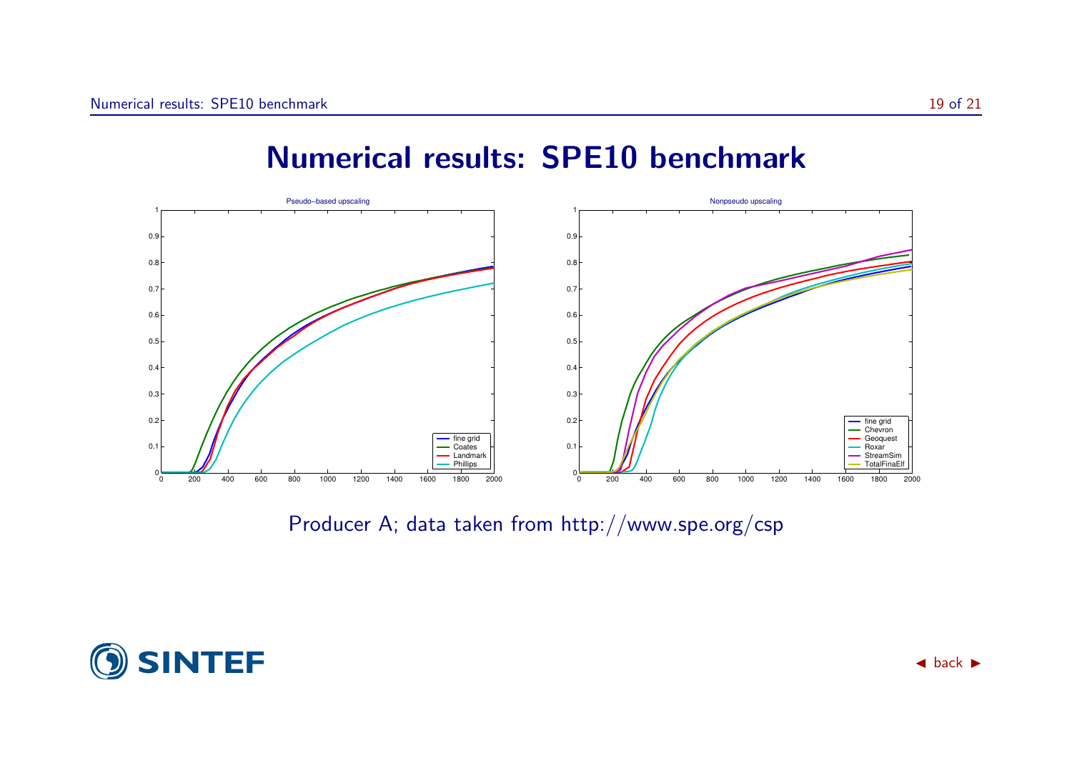# Numerical results: SPE10 benchmark

Pseudo–based upscaling

Nonpseudo upscaling

Producer A; data taken from http://www.spe.org/csp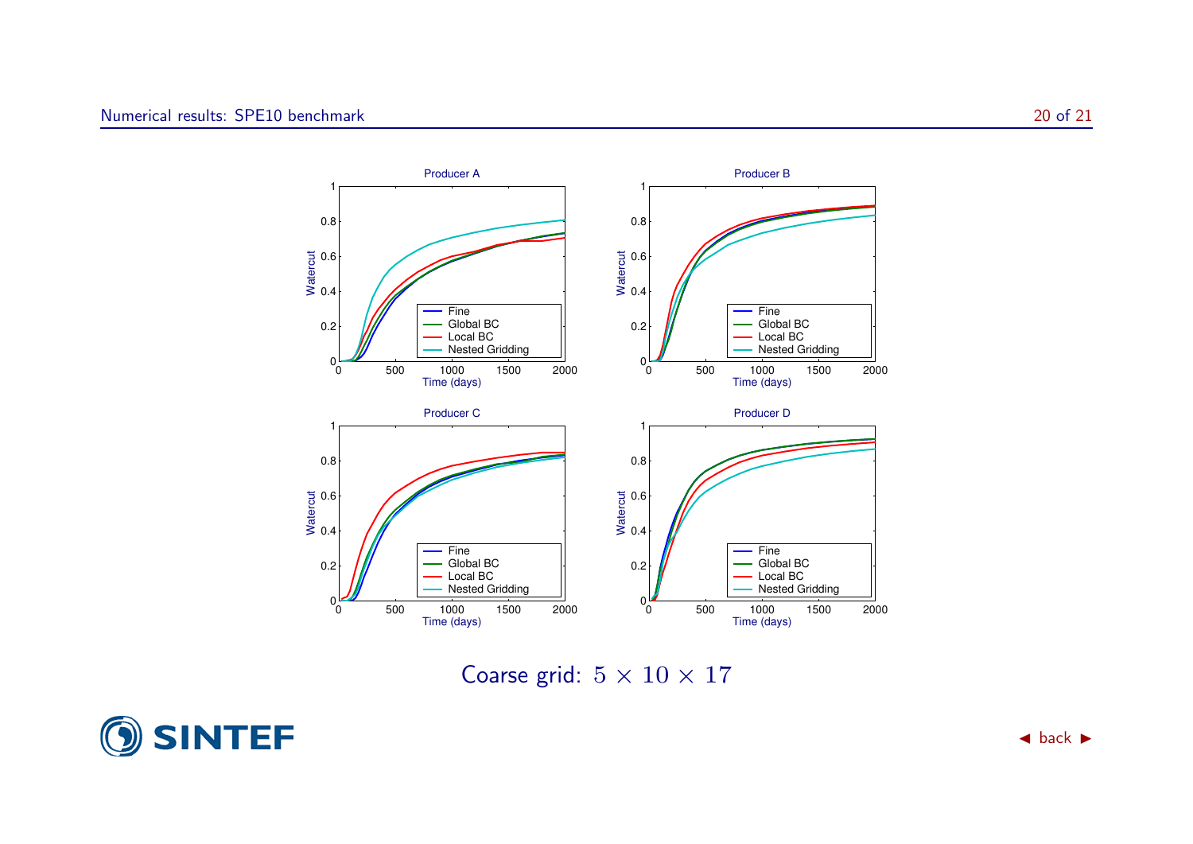## Numerical results: SPE10 benchmark

Coarse grid: $5 \times 10 \times 17$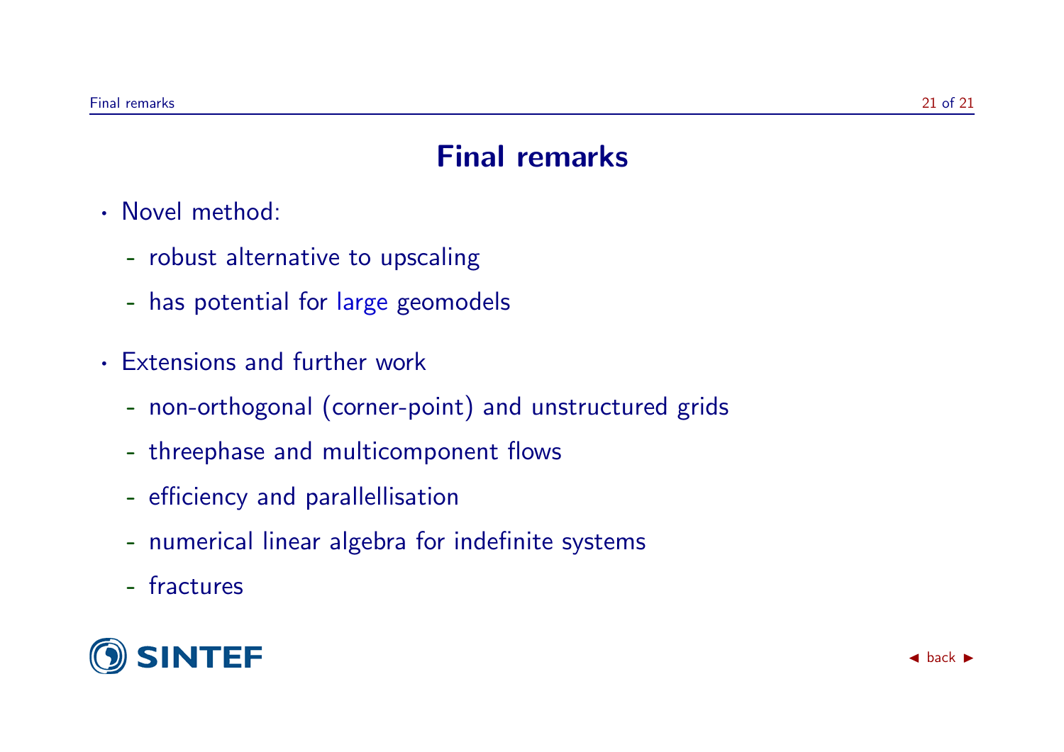# Final remarks

- Novel method:
  - robust alternative to upscaling
  - has potential for large geomodels
- Extensions and further work
  - non-orthogonal (corner-point) and unstructured grids
  - threephase and multicomponent flows
  - efficiency and parallellisation
  - numerical linear algebra for indefinite systems
  - fractures